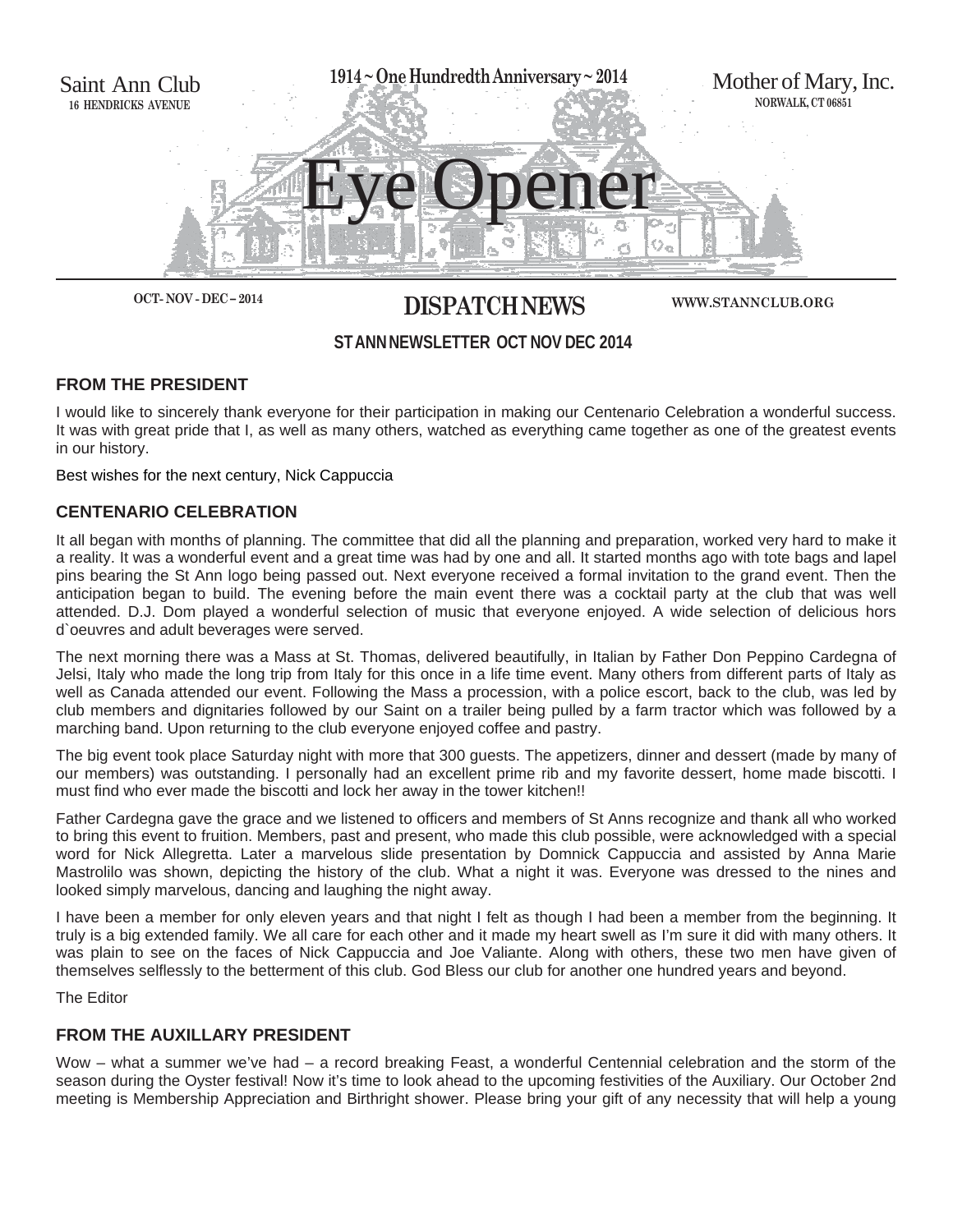Saint Ann Club
16 HENDRICKS AVENUE

1914 ~ One Hundredth Anniversary ~ 2014

Mother of Mary, Inc.
NORWALK, CT 06851

# Eye Opener

OCT- NOV - DEC – 2014

## DISPATCH NEWS

WWW.STANNCLUB.ORG

**ST ANN NEWSLETTER OCT NOV DEC 2014**

### FROM THE PRESIDENT

I would like to sincerely thank everyone for their participation in making our Centenario Celebration a wonderful success. It was with great pride that I, as well as many others, watched as everything came together as one of the greatest events in our history.

Best wishes for the next century, Nick Cappuccia

### CENTENARIO CELEBRATION

It all began with months of planning. The committee that did all the planning and preparation, worked very hard to make it a reality. It was a wonderful event and a great time was had by one and all. It started months ago with tote bags and lapel pins bearing the St Ann logo being passed out. Next everyone received a formal invitation to the grand event. Then the anticipation began to build. The evening before the main event there was a cocktail party at the club that was well attended. D.J. Dom played a wonderful selection of music that everyone enjoyed. A wide selection of delicious hors d`oeuvres and adult beverages were served.

The next morning there was a Mass at St. Thomas, delivered beautifully, in Italian by Father Don Peppino Cardegna of Jelsi, Italy who made the long trip from Italy for this once in a life time event. Many others from different parts of Italy as well as Canada attended our event. Following the Mass a procession, with a police escort, back to the club, was led by club members and dignitaries followed by our Saint on a trailer being pulled by a farm tractor which was followed by a marching band. Upon returning to the club everyone enjoyed coffee and pastry.

The big event took place Saturday night with more that 300 guests. The appetizers, dinner and dessert (made by many of our members) was outstanding. I personally had an excellent prime rib and my favorite dessert, home made biscotti. I must find who ever made the biscotti and lock her away in the tower kitchen!!

Father Cardegna gave the grace and we listened to officers and members of St Anns recognize and thank all who worked to bring this event to fruition. Members, past and present, who made this club possible, were acknowledged with a special word for Nick Allegretta. Later a marvelous slide presentation by Domnick Cappuccia and assisted by Anna Marie Mastrolilo was shown, depicting the history of the club. What a night it was. Everyone was dressed to the nines and looked simply marvelous, dancing and laughing the night away.

I have been a member for only eleven years and that night I felt as though I had been a member from the beginning. It truly is a big extended family. We all care for each other and it made my heart swell as I'm sure it did with many others. It was plain to see on the faces of Nick Cappuccia and Joe Valiante. Along with others, these two men have given of themselves selflessly to the betterment of this club. God Bless our club for another one hundred years and beyond.

The Editor

### FROM THE AUXILLARY PRESIDENT

Wow – what a summer we've had – a record breaking Feast, a wonderful Centennial celebration and the storm of the season during the Oyster festival! Now it's time to look ahead to the upcoming festivities of the Auxiliary. Our October 2nd meeting is Membership Appreciation and Birthright shower. Please bring your gift of any necessity that will help a young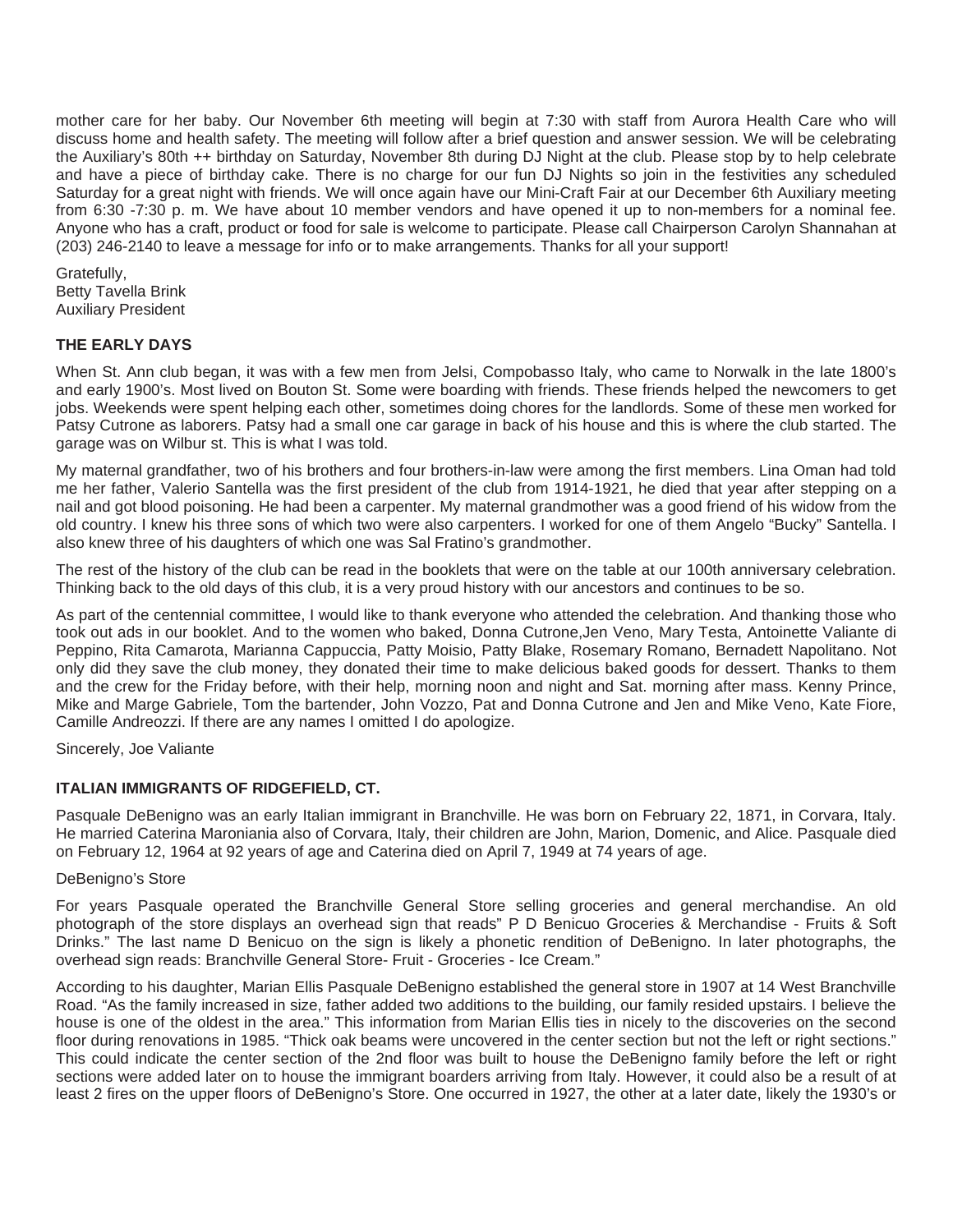mother care for her baby. Our November 6th meeting will begin at 7:30 with staff from Aurora Health Care who will discuss home and health safety. The meeting will follow after a brief question and answer session. We will be celebrating the Auxiliary's 80th ++ birthday on Saturday, November 8th during DJ Night at the club. Please stop by to help celebrate and have a piece of birthday cake. There is no charge for our fun DJ Nights so join in the festivities any scheduled Saturday for a great night with friends. We will once again have our Mini-Craft Fair at our December 6th Auxiliary meeting from 6:30 -7:30 p. m. We have about 10 member vendors and have opened it up to non-members for a nominal fee. Anyone who has a craft, product or food for sale is welcome to participate. Please call Chairperson Carolyn Shannahan at (203) 246-2140 to leave a message for info or to make arrangements. Thanks for all your support!

Gratefully,
Betty Tavella Brink
Auxiliary President

**THE EARLY DAYS**

When St. Ann club began, it was with a few men from Jelsi, Compobasso Italy, who came to Norwalk in the late 1800's and early 1900's. Most lived on Bouton St. Some were boarding with friends. These friends helped the newcomers to get jobs. Weekends were spent helping each other, sometimes doing chores for the landlords. Some of these men worked for Patsy Cutrone as laborers. Patsy had a small one car garage in back of his house and this is where the club started. The garage was on Wilbur st. This is what I was told.

My maternal grandfather, two of his brothers and four brothers-in-law were among the first members. Lina Oman had told me her father, Valerio Santella was the first president of the club from 1914-1921, he died that year after stepping on a nail and got blood poisoning. He had been a carpenter. My maternal grandmother was a good friend of his widow from the old country. I knew his three sons of which two were also carpenters. I worked for one of them Angelo "Bucky" Santella. I also knew three of his daughters of which one was Sal Fratino's grandmother.

The rest of the history of the club can be read in the booklets that were on the table at our 100th anniversary celebration. Thinking back to the old days of this club, it is a very proud history with our ancestors and continues to be so.

As part of the centennial committee, I would like to thank everyone who attended the celebration. And thanking those who took out ads in our booklet. And to the women who baked, Donna Cutrone,Jen Veno, Mary Testa, Antoinette Valiante di Peppino, Rita Camarota, Marianna Cappuccia, Patty Moisio, Patty Blake, Rosemary Romano, Bernadett Napolitano. Not only did they save the club money, they donated their time to make delicious baked goods for dessert. Thanks to them and the crew for the Friday before, with their help, morning noon and night and Sat. morning after mass. Kenny Prince, Mike and Marge Gabriele, Tom the bartender, John Vozzo, Pat and Donna Cutrone and Jen and Mike Veno, Kate Fiore, Camille Andreozzi. If there are any names I omitted I do apologize.

Sincerely, Joe Valiante

**ITALIAN IMMIGRANTS OF RIDGEFIELD, CT.**

Pasquale DeBenigno was an early Italian immigrant in Branchville. He was born on February 22, 1871, in Corvara, Italy. He married Caterina Maroniania also of Corvara, Italy, their children are John, Marion, Domenic, and Alice. Pasquale died on February 12, 1964 at 92 years of age and Caterina died on April 7, 1949 at 74 years of age.

DeBenigno's Store

For years Pasquale operated the Branchville General Store selling groceries and general merchandise. An old photograph of the store displays an overhead sign that reads" P D Benicuo Groceries & Merchandise - Fruits & Soft Drinks." The last name D Benicuo on the sign is likely a phonetic rendition of DeBenigno. In later photographs, the overhead sign reads: Branchville General Store- Fruit - Groceries - Ice Cream."

According to his daughter, Marian Ellis Pasquale DeBenigno established the general store in 1907 at 14 West Branchville Road. "As the family increased in size, father added two additions to the building, our family resided upstairs. I believe the house is one of the oldest in the area." This information from Marian Ellis ties in nicely to the discoveries on the second floor during renovations in 1985. "Thick oak beams were uncovered in the center section but not the left or right sections." This could indicate the center section of the 2nd floor was built to house the DeBenigno family before the left or right sections were added later on to house the immigrant boarders arriving from Italy. However, it could also be a result of at least 2 fires on the upper floors of DeBenigno's Store. One occurred in 1927, the other at a later date, likely the 1930's or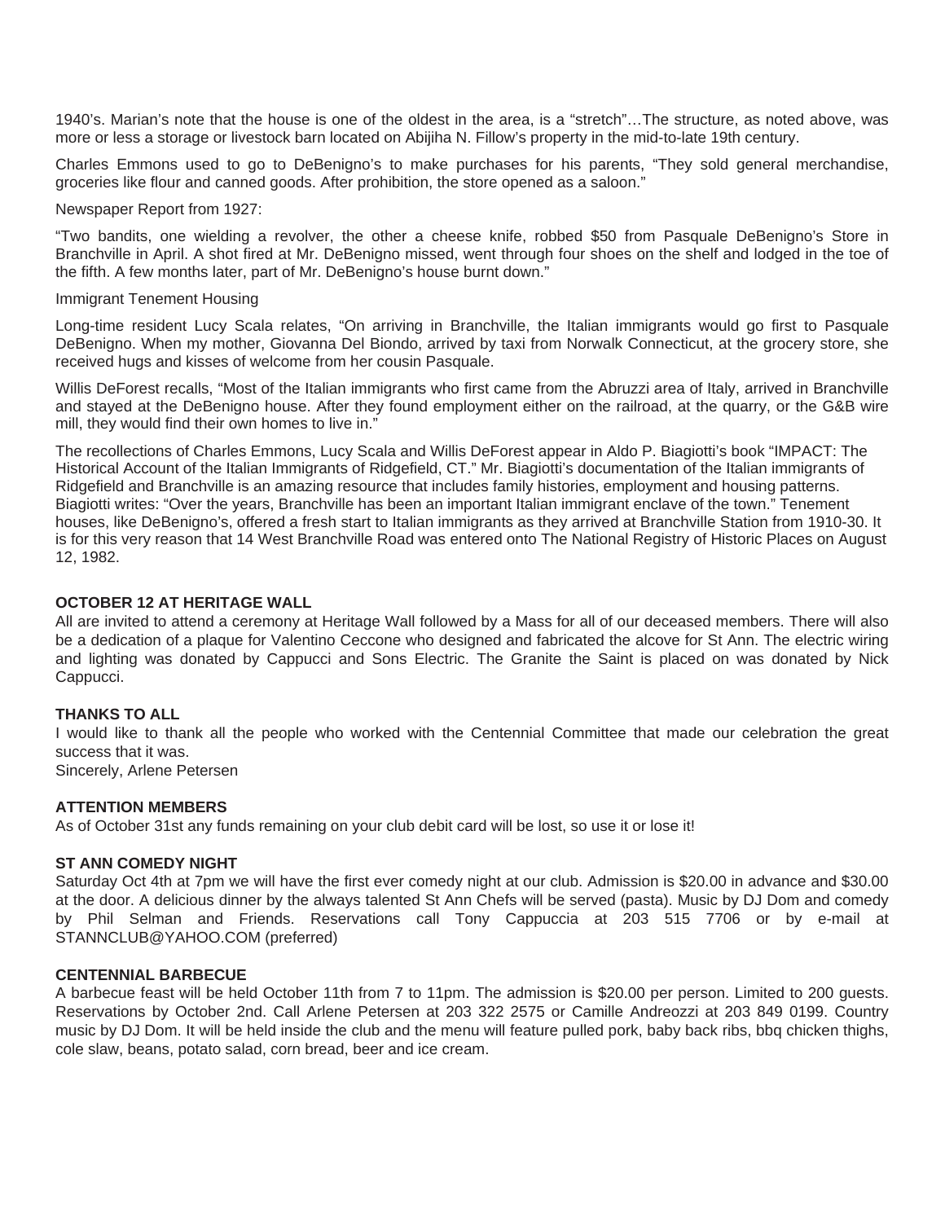1940's. Marian's note that the house is one of the oldest in the area, is a "stretch"…The structure, as noted above, was more or less a storage or livestock barn located on Abijiha N. Fillow's property in the mid-to-late 19th century.

Charles Emmons used to go to DeBenigno's to make purchases for his parents, "They sold general merchandise, groceries like flour and canned goods. After prohibition, the store opened as a saloon."

Newspaper Report from 1927:

"Two bandits, one wielding a revolver, the other a cheese knife, robbed $50 from Pasquale DeBenigno's Store in Branchville in April. A shot fired at Mr. DeBenigno missed, went through four shoes on the shelf and lodged in the toe of the fifth. A few months later, part of Mr. DeBenigno's house burnt down."

Immigrant Tenement Housing

Long-time resident Lucy Scala relates, "On arriving in Branchville, the Italian immigrants would go first to Pasquale DeBenigno. When my mother, Giovanna Del Biondo, arrived by taxi from Norwalk Connecticut, at the grocery store, she received hugs and kisses of welcome from her cousin Pasquale.

Willis DeForest recalls, "Most of the Italian immigrants who first came from the Abruzzi area of Italy, arrived in Branchville and stayed at the DeBenigno house. After they found employment either on the railroad, at the quarry, or the G&B wire mill, they would find their own homes to live in."

The recollections of Charles Emmons, Lucy Scala and Willis DeForest appear in Aldo P. Biagiotti's book "IMPACT: The Historical Account of the Italian Immigrants of Ridgefield, CT." Mr. Biagiotti's documentation of the Italian immigrants of Ridgefield and Branchville is an amazing resource that includes family histories, employment and housing patterns. Biagiotti writes: "Over the years, Branchville has been an important Italian immigrant enclave of the town." Tenement houses, like DeBenigno's, offered a fresh start to Italian immigrants as they arrived at Branchville Station from 1910-30. It is for this very reason that 14 West Branchville Road was entered onto The National Registry of Historic Places on August 12, 1982.

**OCTOBER 12 AT HERITAGE WALL**

All are invited to attend a ceremony at Heritage Wall followed by a Mass for all of our deceased members. There will also be a dedication of a plaque for Valentino Ceccone who designed and fabricated the alcove for St Ann. The electric wiring and lighting was donated by Cappucci and Sons Electric. The Granite the Saint is placed on was donated by Nick Cappucci.

**THANKS TO ALL**

I would like to thank all the people who worked with the Centennial Committee that made our celebration the great success that it was.
Sincerely, Arlene Petersen

**ATTENTION MEMBERS**

As of October 31st any funds remaining on your club debit card will be lost, so use it or lose it!

**ST ANN COMEDY NIGHT**

Saturday Oct 4th at 7pm we will have the first ever comedy night at our club. Admission is $20.00 in advance and $30.00 at the door. A delicious dinner by the always talented St Ann Chefs will be served (pasta). Music by DJ Dom and comedy by Phil Selman and Friends. Reservations call Tony Cappuccia at 203 515 7706 or by e-mail at STANNCLUB@YAHOO.COM (preferred)

**CENTENNIAL BARBECUE**

A barbecue feast will be held October 11th from 7 to 11pm. The admission is $20.00 per person. Limited to 200 guests. Reservations by October 2nd. Call Arlene Petersen at 203 322 2575 or Camille Andreozzi at 203 849 0199. Country music by DJ Dom. It will be held inside the club and the menu will feature pulled pork, baby back ribs, bbq chicken thighs, cole slaw, beans, potato salad, corn bread, beer and ice cream.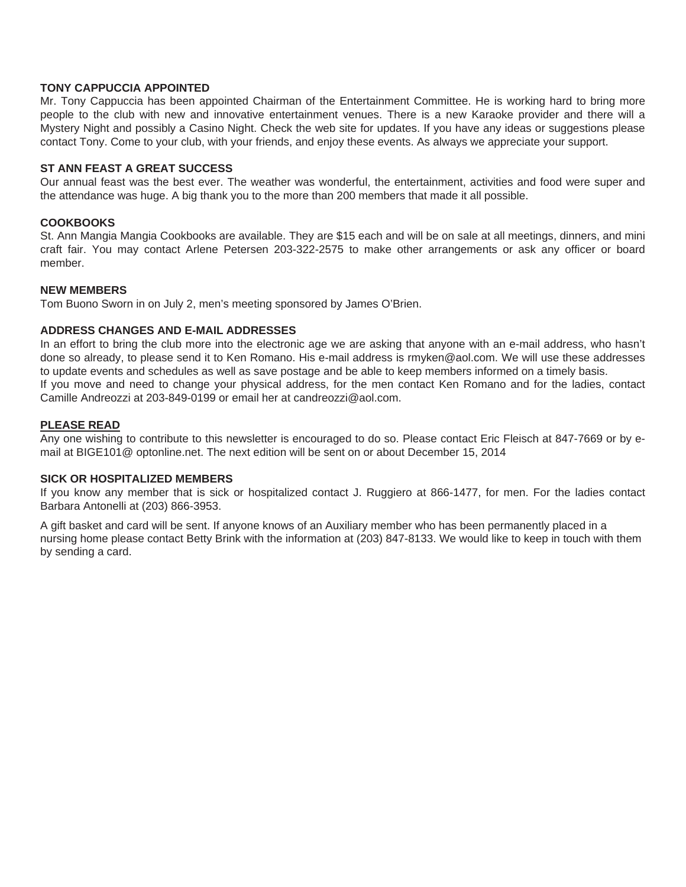**TONY CAPPUCCIA APPOINTED**

Mr. Tony Cappuccia has been appointed Chairman of the Entertainment Committee. He is working hard to bring more people to the club with new and innovative entertainment venues. There is a new Karaoke provider and there will a Mystery Night and possibly a Casino Night. Check the web site for updates. If you have any ideas or suggestions please contact Tony. Come to your club, with your friends, and enjoy these events. As always we appreciate your support.

**ST ANN FEAST A GREAT SUCCESS**

Our annual feast was the best ever. The weather was wonderful, the entertainment, activities and food were super and the attendance was huge. A big thank you to the more than 200 members that made it all possible.

**COOKBOOKS**

St. Ann Mangia Mangia Cookbooks are available. They are $15 each and will be on sale at all meetings, dinners, and mini craft fair. You may contact Arlene Petersen 203-322-2575 to make other arrangements or ask any officer or board member.

**NEW MEMBERS**

Tom Buono Sworn in on July 2, men's meeting sponsored by James O'Brien.

**ADDRESS CHANGES AND E-MAIL ADDRESSES**

In an effort to bring the club more into the electronic age we are asking that anyone with an e-mail address, who hasn't done so already, to please send it to Ken Romano. His e-mail address is rmyken@aol.com. We will use these addresses to update events and schedules as well as save postage and be able to keep members informed on a timely basis.
If you move and need to change your physical address, for the men contact Ken Romano and for the ladies, contact Camille Andreozzi at 203-849-0199 or email her at candreozzi@aol.com.

**PLEASE READ**

Any one wishing to contribute to this newsletter is encouraged to do so. Please contact Eric Fleisch at 847-7669 or by e-mail at BIGE101@ optonline.net. The next edition will be sent on or about December 15, 2014

**SICK OR HOSPITALIZED MEMBERS**

If you know any member that is sick or hospitalized contact J. Ruggiero at 866-1477, for men. For the ladies contact Barbara Antonelli at (203) 866-3953.

A gift basket and card will be sent. If anyone knows of an Auxiliary member who has been permanently placed in a nursing home please contact Betty Brink with the information at (203) 847-8133. We would like to keep in touch with them by sending a card.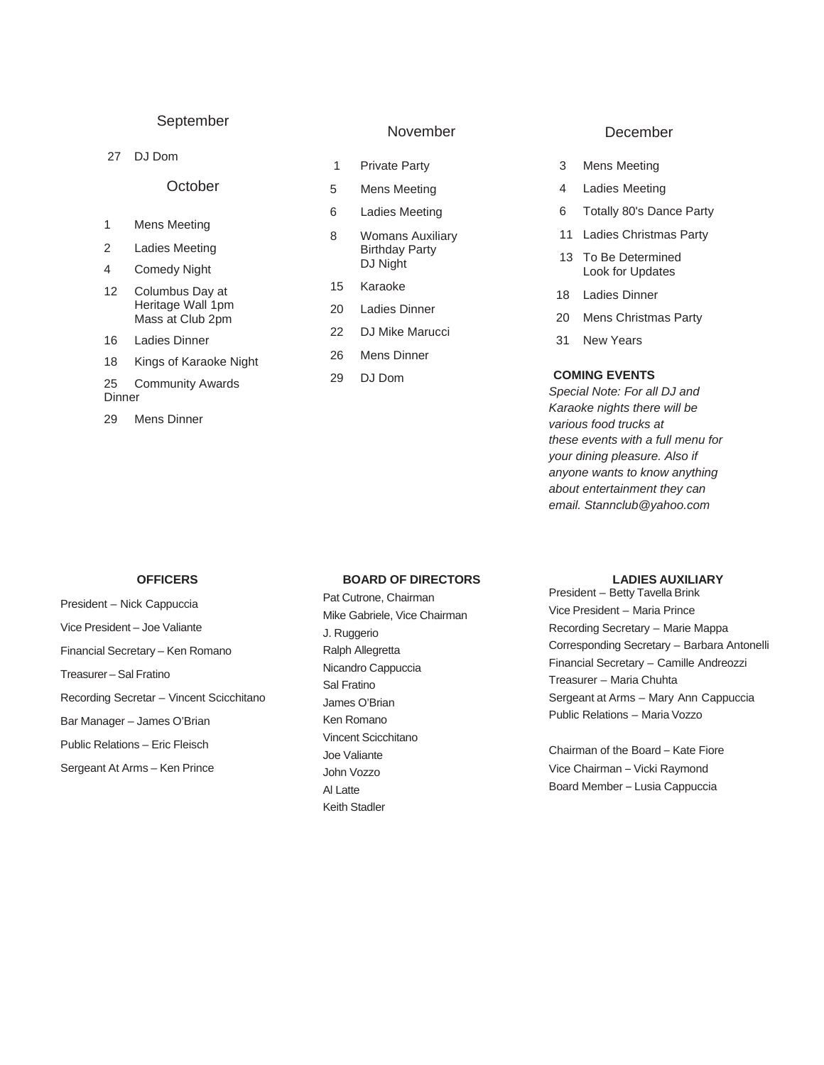## September

27 DJ Dom

## October

1 Mens Meeting

2 Ladies Meeting

4 Comedy Night

12 Columbus Day at Heritage Wall 1pm Mass at Club 2pm

16 Ladies Dinner

18 Kings of Karaoke Night

25 Community Awards Dinner

29 Mens Dinner

## November

1 Private Party

5 Mens Meeting

6 Ladies Meeting

8 Womans Auxiliary Birthday Party DJ Night

15 Karaoke

20 Ladies Dinner

22 DJ Mike Marucci

26 Mens Dinner

29 DJ Dom

## December

3 Mens Meeting

4 Ladies Meeting

6 Totally 80's Dance Party

11 Ladies Christmas Party

13 To Be Determined Look for Updates

18 Ladies Dinner

20 Mens Christmas Party

31 New Years

**COMING EVENTS**

*Special Note: For all DJ and Karaoke nights there will be various food trucks at these events with a full menu for your dining pleasure. Also if anyone wants to know anything about entertainment they can email. Stannclub@yahoo.com*

**OFFICERS**

President – Nick Cappuccia

Vice President – Joe Valiante

Financial Secretary – Ken Romano

Treasurer – Sal Fratino

Recording Secretar – Vincent Scicchitano

Bar Manager – James O'Brian

Public Relations – Eric Fleisch

Sergeant At Arms – Ken Prince

**BOARD OF DIRECTORS**

Pat Cutrone, Chairman

Mike Gabriele, Vice Chairman

J. Ruggerio

Ralph Allegretta

Nicandro Cappuccia

Sal Fratino

James O'Brian

Ken Romano

Vincent Scicchitano

Joe Valiante

John Vozzo

Al Latte

Keith Stadler

**LADIES AUXILIARY**

President – Betty Tavella Brink

Vice President – Maria Prince

Recording Secretary – Marie Mappa

Corresponding Secretary – Barbara Antonelli

Financial Secretary – Camille Andreozzi

Treasurer – Maria Chuhta

Sergeant at Arms – Mary Ann Cappuccia

Public Relations – Maria Vozzo

Chairman of the Board – Kate Fiore

Vice Chairman – Vicki Raymond

Board Member – Lusia Cappuccia